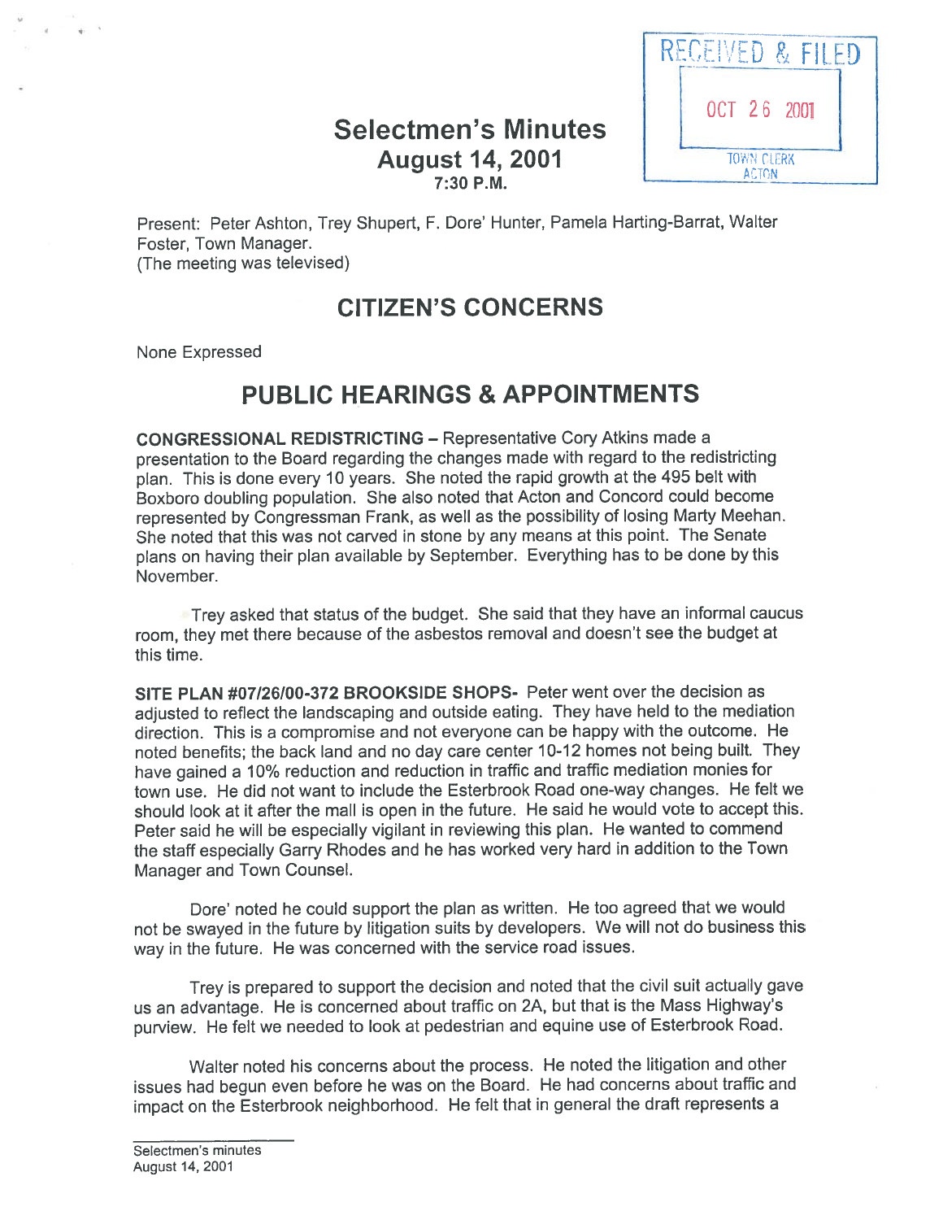RECEIVED & FILED
OCT 26 2001
TOWN CLERK
ACTON

# Selectmen's Minutes
## August 14, 2001
### 7:30 P.M.

Present: Peter Ashton, Trey Shupert, F. Dore' Hunter, Pamela Harting-Barrat, Walter Foster, Town Manager.
(The meeting was televised)

## CITIZEN'S CONCERNS

None Expressed

## PUBLIC HEARINGS & APPOINTMENTS

**CONGRESSIONAL REDISTRICTING** – Representative Cory Atkins made a presentation to the Board regarding the changes made with regard to the redistricting plan. This is done every 10 years. She noted the rapid growth at the 495 belt with Boxboro doubling population. She also noted that Acton and Concord could become represented by Congressman Frank, as well as the possibility of losing Marty Meehan. She noted that this was not carved in stone by any means at this point. The Senate plans on having their plan available by September. Everything has to be done by this November.

Trey asked that status of the budget. She said that they have an informal caucus room, they met there because of the asbestos removal and doesn't see the budget at this time.

**SITE PLAN #07/26/00-372 BROOKSIDE SHOPS-** Peter went over the decision as adjusted to reflect the landscaping and outside eating. They have held to the mediation direction. This is a compromise and not everyone can be happy with the outcome. He noted benefits; the back land and no day care center 10-12 homes not being built. They have gained a 10% reduction and reduction in traffic and traffic mediation monies for town use. He did not want to include the Esterbrook Road one-way changes. He felt we should look at it after the mall is open in the future. He said he would vote to accept this. Peter said he will be especially vigilant in reviewing this plan. He wanted to commend the staff especially Garry Rhodes and he has worked very hard in addition to the Town Manager and Town Counsel.

Dore' noted he could support the plan as written. He too agreed that we would not be swayed in the future by litigation suits by developers. We will not do business this way in the future. He was concerned with the service road issues.

Trey is prepared to support the decision and noted that the civil suit actually gave us an advantage. He is concerned about traffic on 2A, but that is the Mass Highway's purview. He felt we needed to look at pedestrian and equine use of Esterbrook Road.

Walter noted his concerns about the process. He noted the litigation and other issues had begun even before he was on the Board. He had concerns about traffic and impact on the Esterbrook neighborhood. He felt that in general the draft represents a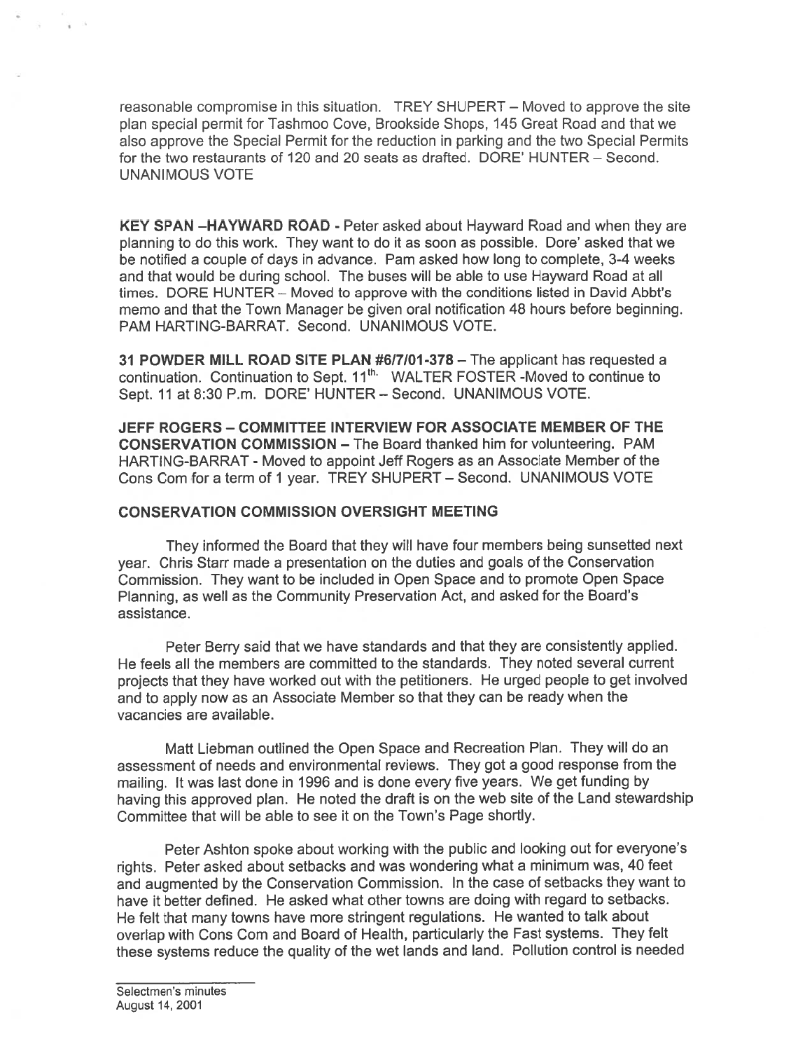reasonable compromise in this situation. TREY SHUPERT – Moved to approve the site plan special permit for Tashmoo Cove, Brookside Shops, 145 Great Road and that we also approve the Special Permit for the reduction in parking and the two Special Permits for the two restaurants of 120 and 20 seats as drafted. DORE' HUNTER – Second. UNANIMOUS VOTE

**KEY SPAN –HAYWARD ROAD** - Peter asked about Hayward Road and when they are planning to do this work. They want to do it as soon as possible. Dore' asked that we be notified a couple of days in advance. Pam asked how long to complete, 3-4 weeks and that would be during school. The buses will be able to use Hayward Road at all times. DORE HUNTER – Moved to approve with the conditions listed in David Abbt's memo and that the Town Manager be given oral notification 48 hours before beginning. PAM HARTING-BARRAT. Second. UNANIMOUS VOTE.

**31 POWDER MILL ROAD SITE PLAN #6/7/01-378** – The applicant has requested a continuation. Continuation to Sept. 11th. WALTER FOSTER -Moved to continue to Sept. 11 at 8:30 P.m. DORE' HUNTER – Second. UNANIMOUS VOTE.

**JEFF ROGERS – COMMITTEE INTERVIEW FOR ASSOCIATE MEMBER OF THE CONSERVATION COMMISSION** – The Board thanked him for volunteering. PAM HARTING-BARRAT - Moved to appoint Jeff Rogers as an Associate Member of the Cons Com for a term of 1 year. TREY SHUPERT – Second. UNANIMOUS VOTE

**CONSERVATION COMMISSION OVERSIGHT MEETING**

They informed the Board that they will have four members being sunsetted next year. Chris Starr made a presentation on the duties and goals of the Conservation Commission. They want to be included in Open Space and to promote Open Space Planning, as well as the Community Preservation Act, and asked for the Board's assistance.

Peter Berry said that we have standards and that they are consistently applied. He feels all the members are committed to the standards. They noted several current projects that they have worked out with the petitioners. He urged people to get involved and to apply now as an Associate Member so that they can be ready when the vacancies are available.

Matt Liebman outlined the Open Space and Recreation Plan. They will do an assessment of needs and environmental reviews. They got a good response from the mailing. It was last done in 1996 and is done every five years. We get funding by having this approved plan. He noted the draft is on the web site of the Land stewardship Committee that will be able to see it on the Town's Page shortly.

Peter Ashton spoke about working with the public and looking out for everyone's rights. Peter asked about setbacks and was wondering what a minimum was, 40 feet and augmented by the Conservation Commission. In the case of setbacks they want to have it better defined. He asked what other towns are doing with regard to setbacks. He felt that many towns have more stringent regulations. He wanted to talk about overlap with Cons Com and Board of Health, particularly the Fast systems. They felt these systems reduce the quality of the wet lands and land. Pollution control is needed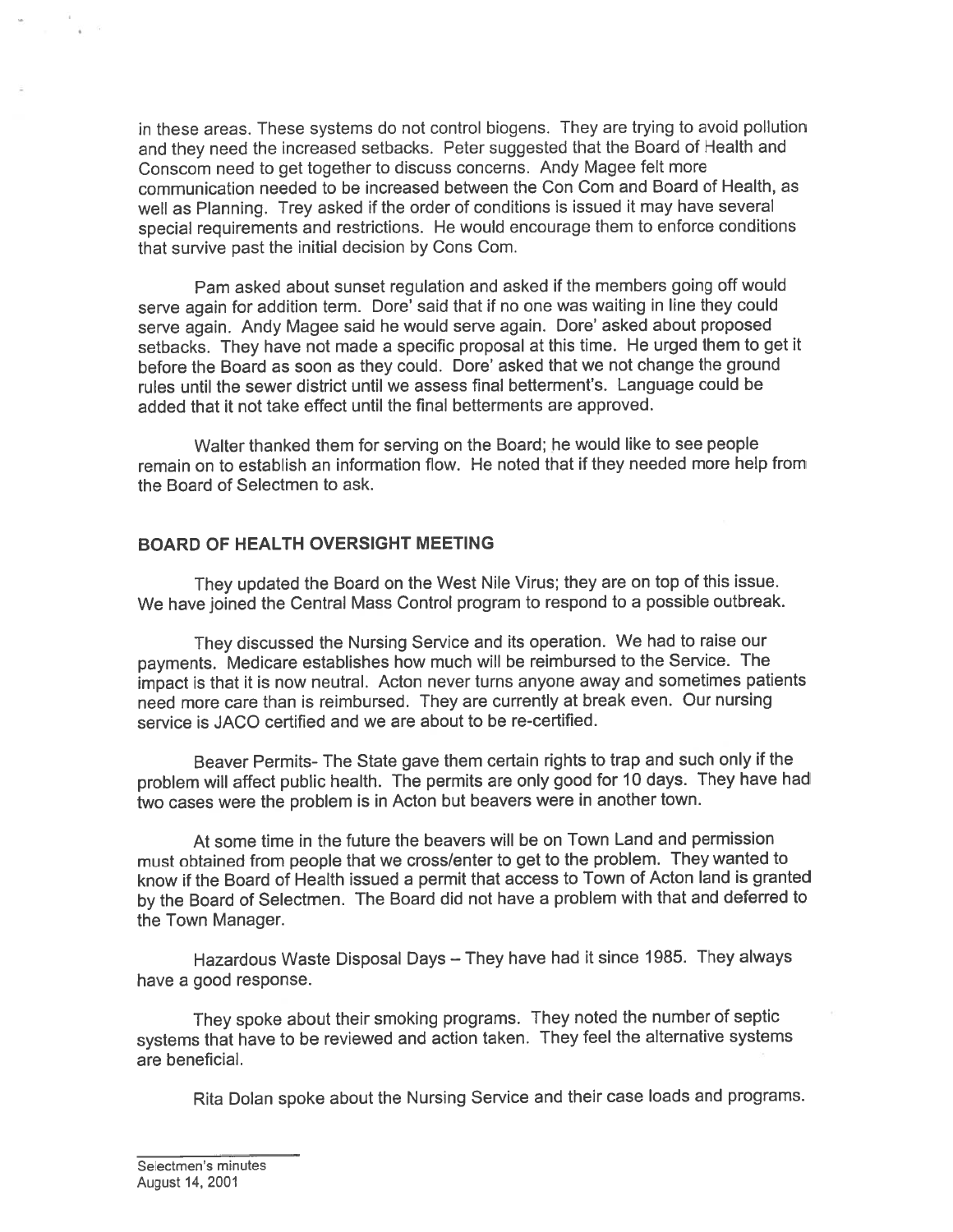in these areas. These systems do not control biogens. They are trying to avoid pollution and they need the increased setbacks. Peter suggested that the Board of Health and Conscom need to get together to discuss concerns. Andy Magee felt more communication needed to be increased between the Con Com and Board of Health, as well as Planning. Trey asked if the order of conditions is issued it may have several special requirements and restrictions. He would encourage them to enforce conditions that survive past the initial decision by Cons Com.

Pam asked about sunset regulation and asked if the members going off would serve again for addition term. Dore' said that if no one was waiting in line they could serve again. Andy Magee said he would serve again. Dore' asked about proposed setbacks. They have not made a specific proposal at this time. He urged them to get it before the Board as soon as they could. Dore' asked that we not change the ground rules until the sewer district until we assess final betterment's. Language could be added that it not take effect until the final betterments are approved.

Walter thanked them for serving on the Board; he would like to see people remain on to establish an information flow. He noted that if they needed more help from the Board of Selectmen to ask.

## BOARD OF HEALTH OVERSIGHT MEETING

They updated the Board on the West Nile Virus; they are on top of this issue. We have joined the Central Mass Control program to respond to a possible outbreak.

They discussed the Nursing Service and its operation. We had to raise our payments. Medicare establishes how much will be reimbursed to the Service. The impact is that it is now neutral. Acton never turns anyone away and sometimes patients need more care than is reimbursed. They are currently at break even. Our nursing service is JACO certified and we are about to be re-certified.

Beaver Permits- The State gave them certain rights to trap and such only if the problem will affect public health. The permits are only good for 10 days. They have had two cases were the problem is in Acton but beavers were in another town.

At some time in the future the beavers will be on Town Land and permission must obtained from people that we cross/enter to get to the problem. They wanted to know if the Board of Health issued a permit that access to Town of Acton land is granted by the Board of Selectmen. The Board did not have a problem with that and deferred to the Town Manager.

Hazardous Waste Disposal Days – They have had it since 1985. They always have a good response.

They spoke about their smoking programs. They noted the number of septic systems that have to be reviewed and action taken. They feel the alternative systems are beneficial.

Rita Dolan spoke about the Nursing Service and their case loads and programs.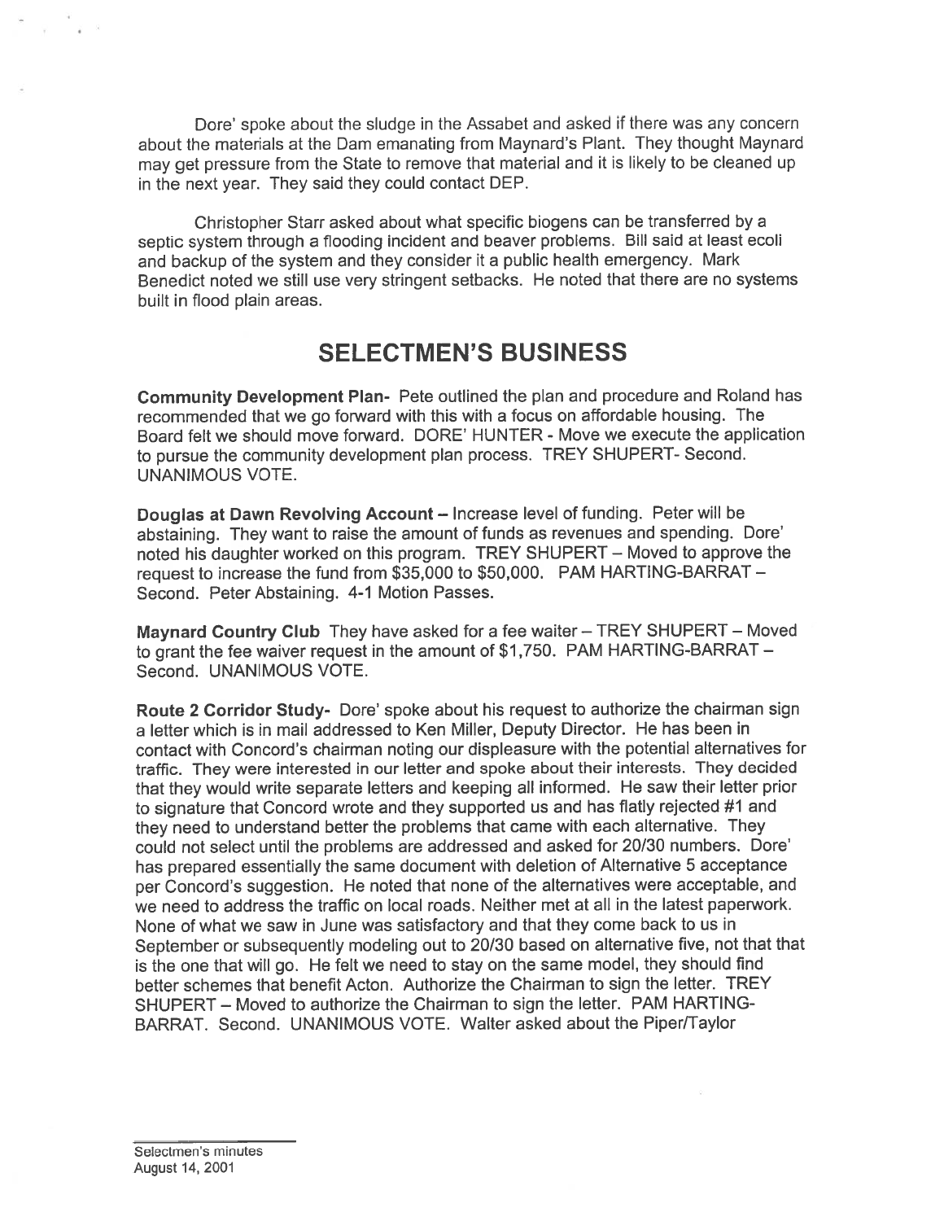Dore' spoke about the sludge in the Assabet and asked if there was any concern about the materials at the Dam emanating from Maynard's Plant. They thought Maynard may get pressure from the State to remove that material and it is likely to be cleaned up in the next year. They said they could contact DEP.

Christopher Starr asked about what specific biogens can be transferred by a septic system through a flooding incident and beaver problems. Bill said at least ecoli and backup of the system and they consider it a public health emergency. Mark Benedict noted we still use very stringent setbacks. He noted that there are no systems built in flood plain areas.

# SELECTMEN'S BUSINESS

**Community Development Plan-** Pete outlined the plan and procedure and Roland has recommended that we go forward with this with a focus on affordable housing. The Board felt we should move forward. DORE' HUNTER - Move we execute the application to pursue the community development plan process. TREY SHUPERT- Second. UNANIMOUS VOTE.

**Douglas at Dawn Revolving Account –** Increase level of funding. Peter will be abstaining. They want to raise the amount of funds as revenues and spending. Dore' noted his daughter worked on this program. TREY SHUPERT – Moved to approve the request to increase the fund from $35,000 to $50,000. PAM HARTING-BARRAT – Second. Peter Abstaining. 4-1 Motion Passes.

**Maynard Country Club** They have asked for a fee waiter – TREY SHUPERT – Moved to grant the fee waiver request in the amount of $1,750. PAM HARTING-BARRAT – Second. UNANIMOUS VOTE.

**Route 2 Corridor Study-** Dore' spoke about his request to authorize the chairman sign a letter which is in mail addressed to Ken Miller, Deputy Director. He has been in contact with Concord's chairman noting our displeasure with the potential alternatives for traffic. They were interested in our letter and spoke about their interests. They decided that they would write separate letters and keeping all informed. He saw their letter prior to signature that Concord wrote and they supported us and has flatly rejected #1 and they need to understand better the problems that came with each alternative. They could not select until the problems are addressed and asked for 20/30 numbers. Dore' has prepared essentially the same document with deletion of Alternative 5 acceptance per Concord's suggestion. He noted that none of the alternatives were acceptable, and we need to address the traffic on local roads. Neither met at all in the latest paperwork. None of what we saw in June was satisfactory and that they come back to us in September or subsequently modeling out to 20/30 based on alternative five, not that that is the one that will go. He felt we need to stay on the same model, they should find better schemes that benefit Acton. Authorize the Chairman to sign the letter. TREY SHUPERT – Moved to authorize the Chairman to sign the letter. PAM HARTING-BARRAT. Second. UNANIMOUS VOTE. Walter asked about the Piper/Taylor

Selectmen's minutes
August 14, 2001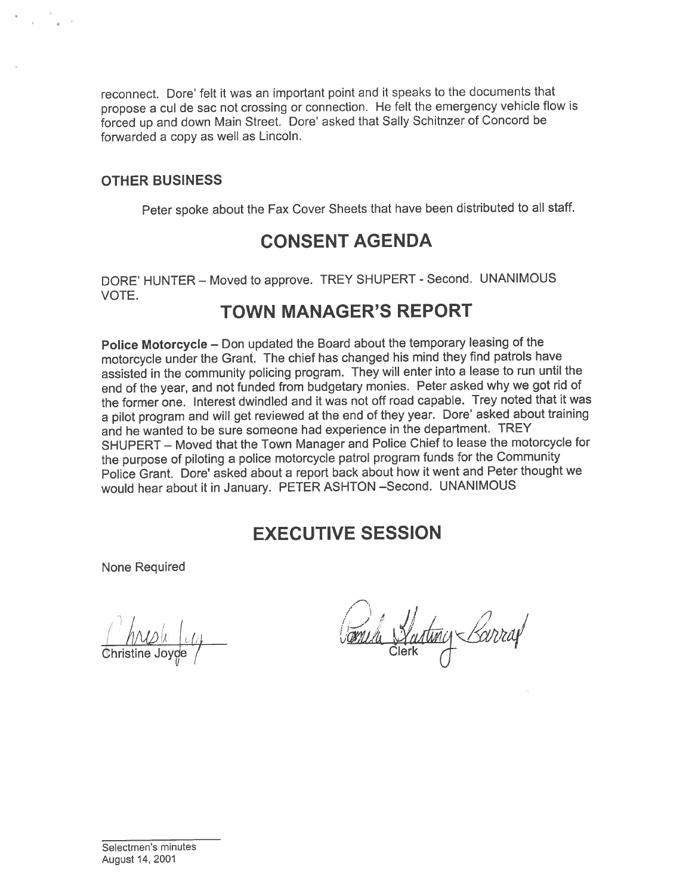reconnect. Dore' felt it was an important point and it speaks to the documents that propose a cul de sac not crossing or connection. He felt the emergency vehicle flow is forced up and down Main Street. Dore' asked that Sally Schitnzer of Concord be forwarded a copy as well as Lincoln.

### OTHER BUSINESS

Peter spoke about the Fax Cover Sheets that have been distributed to all staff.

## CONSENT AGENDA

DORE' HUNTER – Moved to approve. TREY SHUPERT - Second. UNANIMOUS VOTE.

## TOWN MANAGER'S REPORT

**Police Motorcycle** – Don updated the Board about the temporary leasing of the motorcycle under the Grant. The chief has changed his mind they find patrols have assisted in the community policing program. They will enter into a lease to run until the end of the year, and not funded from budgetary monies. Peter asked why we got rid of the former one. Interest dwindled and it was not off road capable. Trey noted that it was a pilot program and will get reviewed at the end of they year. Dore' asked about training and he wanted to be sure someone had experience in the department. TREY SHUPERT – Moved that the Town Manager and Police Chief to lease the motorcycle for the purpose of piloting a police motorcycle patrol program funds for the Community Police Grant. Dore' asked about a report back about how it went and Peter thought we would hear about it in January. PETER ASHTON –Second. UNANIMOUS

## EXECUTIVE SESSION

None Required

Christine Joyce

Clerk

Selectmen's minutes
August 14, 2001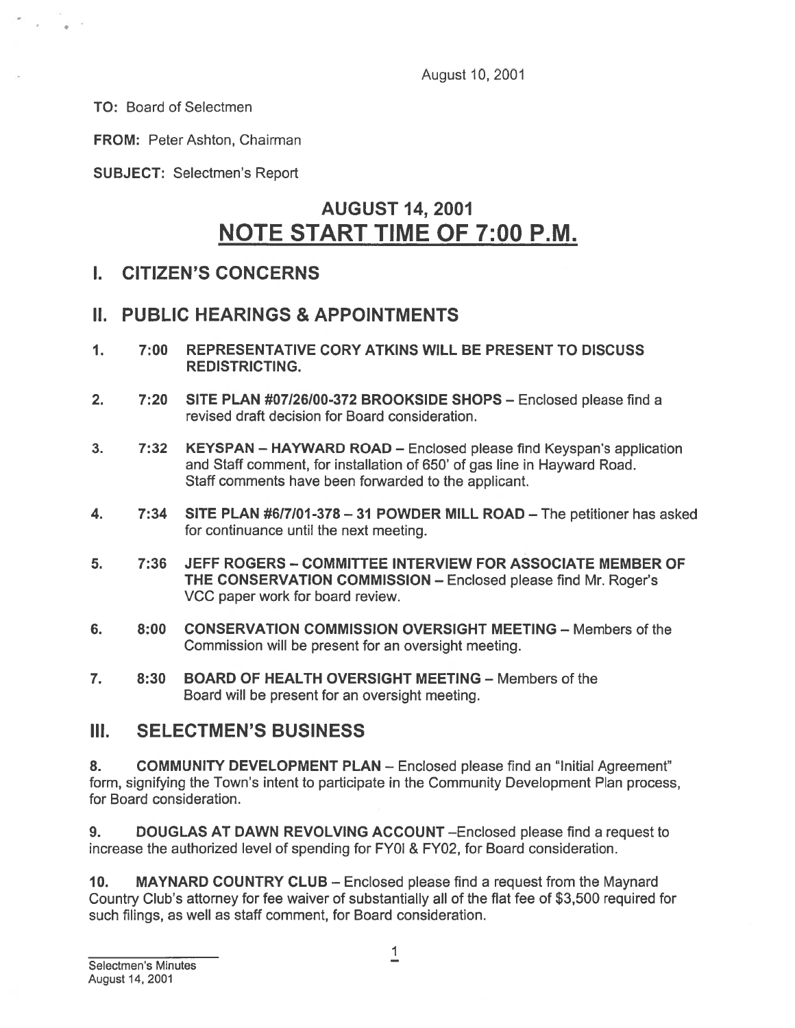August 10, 2001

**TO:** Board of Selectmen

**FROM:** Peter Ashton, Chairman

**SUBJECT:** Selectmen's Report

# AUGUST 14, 2001
# NOTE START TIME OF 7:00 P.M.

## I. CITIZEN'S CONCERNS

## II. PUBLIC HEARINGS & APPOINTMENTS

1. **7:00 REPRESENTATIVE CORY ATKINS WILL BE PRESENT TO DISCUSS REDISTRICTING.**

2. **7:20 SITE PLAN #07/26/00-372 BROOKSIDE SHOPS** – Enclosed please find a revised draft decision for Board consideration.

3. **7:32 KEYSPAN – HAYWARD ROAD** – Enclosed please find Keyspan's application and Staff comment, for installation of 650' of gas line in Hayward Road. Staff comments have been forwarded to the applicant.

4. **7:34 SITE PLAN #6/7/01-378 – 31 POWDER MILL ROAD** – The petitioner has asked for continuance until the next meeting.

5. **7:36 JEFF ROGERS – COMMITTEE INTERVIEW FOR ASSOCIATE MEMBER OF THE CONSERVATION COMMISSION** – Enclosed please find Mr. Roger's VCC paper work for board review.

6. **8:00 CONSERVATION COMMISSION OVERSIGHT MEETING** – Members of the Commission will be present for an oversight meeting.

7. **8:30 BOARD OF HEALTH OVERSIGHT MEETING** – Members of the Board will be present for an oversight meeting.

## III. SELECTMEN'S BUSINESS

8. **COMMUNITY DEVELOPMENT PLAN** – Enclosed please find an "Initial Agreement" form, signifying the Town's intent to participate in the Community Development Plan process, for Board consideration.

9. **DOUGLAS AT DAWN REVOLVING ACCOUNT** –Enclosed please find a request to increase the authorized level of spending for FY0l & FY02, for Board consideration.

10. **MAYNARD COUNTRY CLUB** – Enclosed please find a request from the Maynard Country Club's attorney for fee waiver of substantially all of the flat fee of $3,500 required for such filings, as well as staff comment, for Board consideration.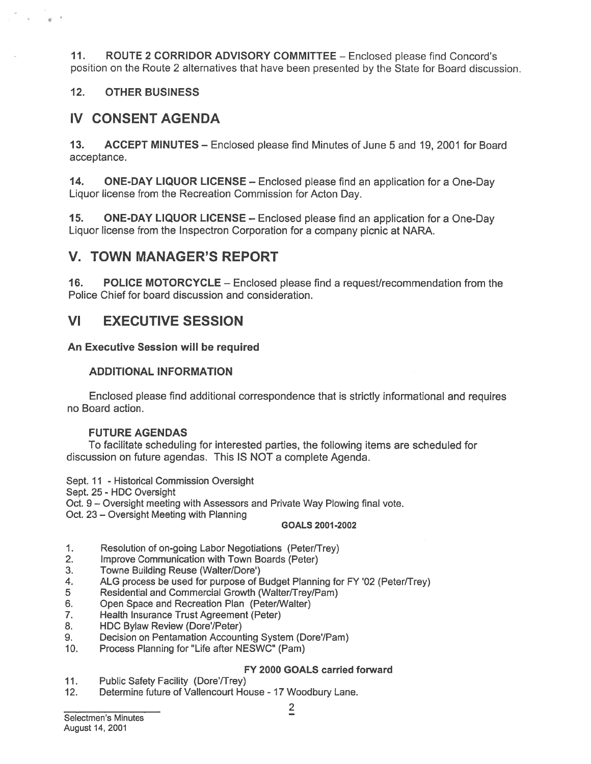**11. ROUTE 2 CORRIDOR ADVISORY COMMITTEE** – Enclosed please find Concord's position on the Route 2 alternatives that have been presented by the State for Board discussion.

**12. OTHER BUSINESS**

# IV CONSENT AGENDA

**13. ACCEPT MINUTES** – Enclosed please find Minutes of June 5 and 19, 2001 for Board acceptance.

**14. ONE-DAY LIQUOR LICENSE** – Enclosed please find an application for a One-Day Liquor license from the Recreation Commission for Acton Day.

**15. ONE-DAY LIQUOR LICENSE** – Enclosed please find an application for a One-Day Liquor license from the Inspectron Corporation for a company picnic at NARA.

# V. TOWN MANAGER'S REPORT

**16. POLICE MOTORCYCLE** – Enclosed please find a request/recommendation from the Police Chief for board discussion and consideration.

# VI EXECUTIVE SESSION

**An Executive Session will be required**

**ADDITIONAL INFORMATION**

Enclosed please find additional correspondence that is strictly informational and requires no Board action.

**FUTURE AGENDAS**

To facilitate scheduling for interested parties, the following items are scheduled for discussion on future agendas. This IS NOT a complete Agenda.

Sept. 11 - Historical Commission Oversight
Sept. 25 - HDC Oversight
Oct. 9 – Oversight meeting with Assessors and Private Way Plowing final vote.
Oct. 23 – Oversight Meeting with Planning

**GOALS 2001-2002**

1. Resolution of on-going Labor Negotiations (Peter/Trey)
2. Improve Communication with Town Boards (Peter)
3. Towne Building Reuse (Walter/Dore')
4. ALG process be used for purpose of Budget Planning for FY '02 (Peter/Trey)
5. Residential and Commercial Growth (Walter/Trey/Pam)
6. Open Space and Recreation Plan (Peter/Walter)
7. Health Insurance Trust Agreement (Peter)
8. HDC Bylaw Review (Dore'/Peter)
9. Decision on Pentamation Accounting System (Dore'/Pam)
10. Process Planning for "Life after NESWC" (Pam)

**FY 2000 GOALS carried forward**

11. Public Safety Facility (Dore'/Trey)
12. Determine future of Vallencourt House - 17 Woodbury Lane.